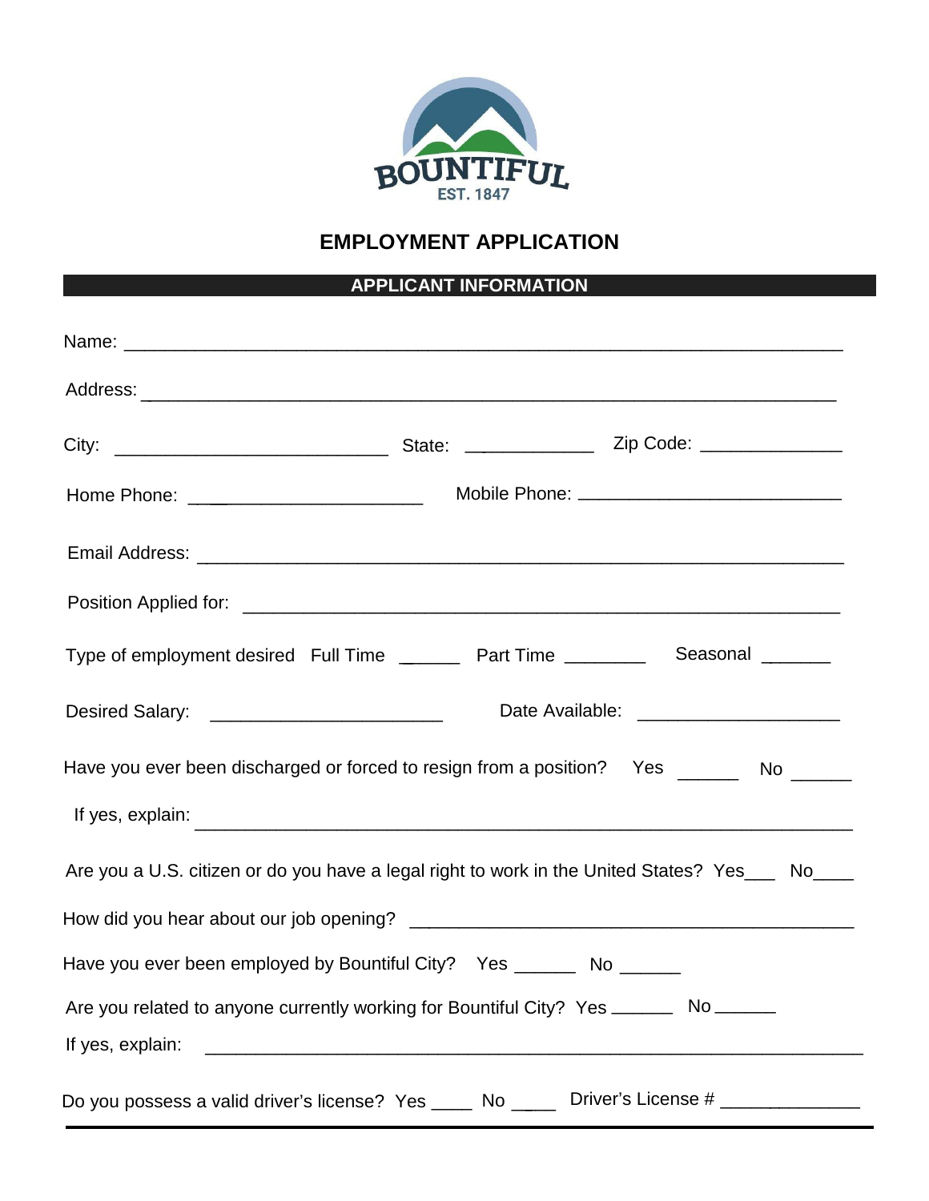BOUNTIFUL
EST. 1847

# EMPLOYMENT APPLICATION

## APPLICANT INFORMATION

Name: ___________________________________________________________________

Address: _________________________________________________________________

City: __________________________ State: ____________ Zip Code: ______________

Home Phone: ______________________ Mobile Phone: __________________________

Email Address: _____________________________________________________________

Position Applied for: _________________________________________________________

Type of employment desired Full Time ______ Part Time ________ Seasonal ______

Desired Salary: ______________________ Date Available: ___________________

Have you ever been discharged or forced to resign from a position? Yes ______ No ______

If yes, explain: ______________________________________________________________

Are you a U.S. citizen or do you have a legal right to work in the United States? Yes___ No____

How did you hear about our job opening? __________________________________________

Have you ever been employed by Bountiful City? Yes ______ No ______

Are you related to anyone currently working for Bountiful City? Yes ______ No ______

If yes, explain: ______________________________________________________________

Do you possess a valid driver's license? Yes ____ No ____ Driver's License # ______________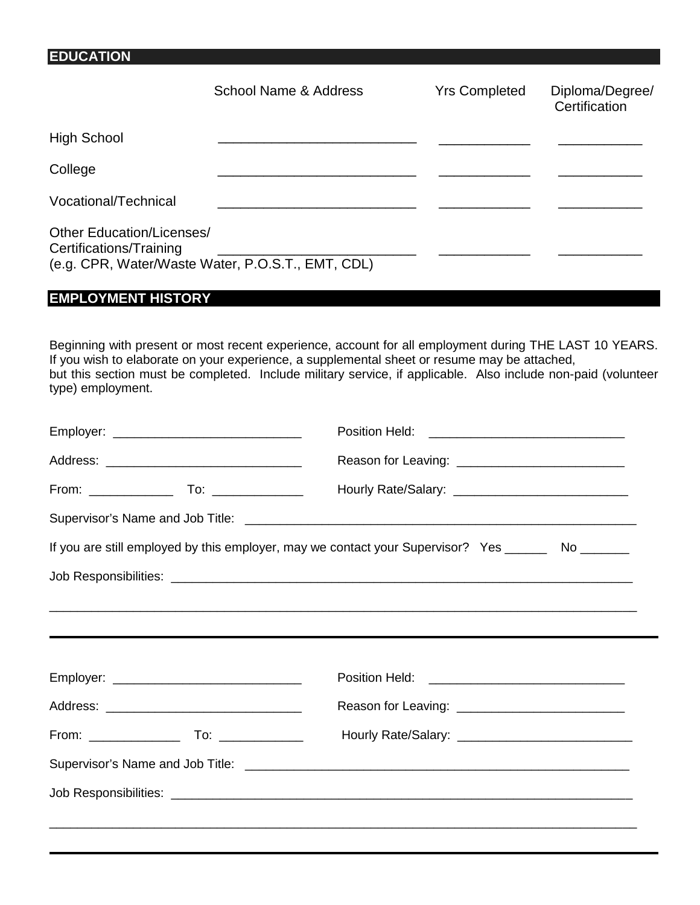## EDUCATION

| | School Name & Address | Yrs Completed | Diploma/Degree/ Certification |
|---|---|---|---|
| High School | __________________________ | ____________ | ___________ |
| College | __________________________ | ____________ | ___________ |
| Vocational/Technical | __________________________ | ____________ | ___________ |
| Other Education/Licenses/ Certifications/Training (e.g. CPR, Water/Waste Water, P.O.S.T., EMT, CDL) | __________________________ | ____________ | ___________ |

## EMPLOYMENT HISTORY

Beginning with present or most recent experience, account for all employment during THE LAST 10 YEARS. If you wish to elaborate on your experience, a supplemental sheet or resume may be attached, but this section must be completed. Include military service, if applicable. Also include non-paid (volunteer type) employment.

Employer: ___________________________ Position Held: ____________________________

Address: ____________________________ Reason for Leaving: ________________________

From: ____________ To: _____________ Hourly Rate/Salary: _________________________

Supervisor's Name and Job Title: __________________________________________________________

If you are still employed by this employer, may we contact your Supervisor? Yes ______ No _______

Job Responsibilities: ____________________________________________________________________

_____________________________________________________________________________________

---

Employer: ___________________________ Position Held: ____________________________

Address: ____________________________ Reason for Leaving: ________________________

From: _____________ To: ____________ Hourly Rate/Salary: _________________________

Supervisor's Name and Job Title: _________________________________________________________

Job Responsibilities: ____________________________________________________________________

_____________________________________________________________________________________

---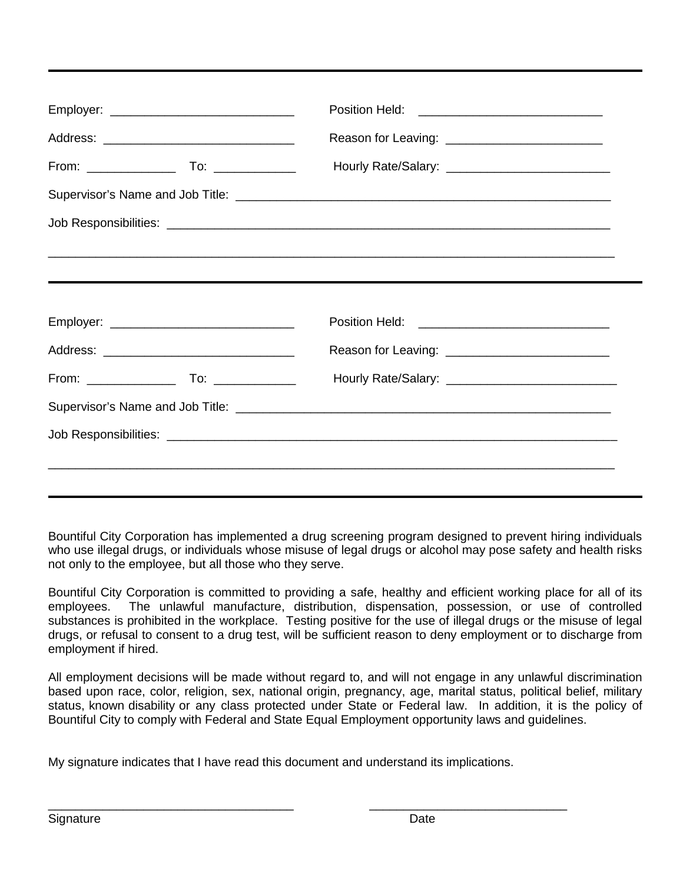---

Employer: ___________________________ Position Held: ___________________________

Address: ____________________________ Reason for Leaving: _______________________

From: _____________ To: ____________ Hourly Rate/Salary: ________________________

Supervisor's Name and Job Title: ________________________________________________________

Job Responsibilities: ________________________________________________________________

_____________________________________________________________________________________

---

Employer: ___________________________ Position Held: ____________________________

Address: ____________________________ Reason for Leaving: ________________________

From: _____________ To: ____________ Hourly Rate/Salary: _________________________

Supervisor's Name and Job Title: ________________________________________________________

Job Responsibilities: _________________________________________________________________

_____________________________________________________________________________________

---

Bountiful City Corporation has implemented a drug screening program designed to prevent hiring individuals who use illegal drugs, or individuals whose misuse of legal drugs or alcohol may pose safety and health risks not only to the employee, but all those who they serve.

Bountiful City Corporation is committed to providing a safe, healthy and efficient working place for all of its employees. The unlawful manufacture, distribution, dispensation, possession, or use of controlled substances is prohibited in the workplace. Testing positive for the use of illegal drugs or the misuse of legal drugs, or refusal to consent to a drug test, will be sufficient reason to deny employment or to discharge from employment if hired.

All employment decisions will be made without regard to, and will not engage in any unlawful discrimination based upon race, color, religion, sex, national origin, pregnancy, age, marital status, political belief, military status, known disability or any class protected under State or Federal law. In addition, it is the policy of Bountiful City to comply with Federal and State Equal Employment opportunity laws and guidelines.

My signature indicates that I have read this document and understand its implications.

____________________________________ ____________________________

Signature Date